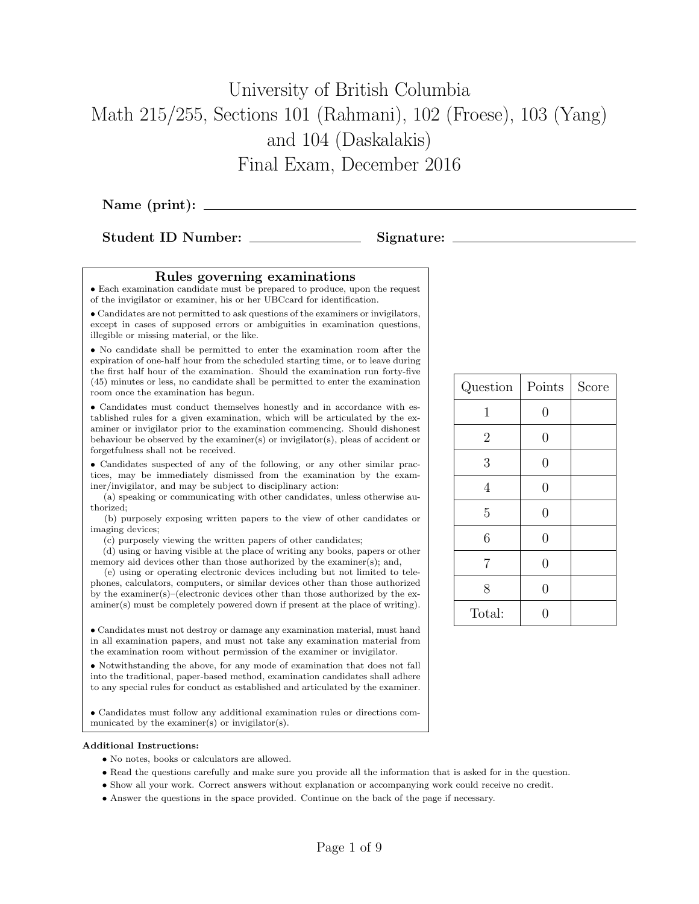# University of British Columbia
# Math 215/255, Sections 101 (Rahmani), 102 (Froese), 103 (Yang) and 104 (Daskalakis)
# Final Exam, December 2016

**Name (print):** ______________________________

**Student ID Number:** ______________ **Signature:** ______________________

## Rules governing examinations

- Each examination candidate must be prepared to produce, upon the request of the invigilator or examiner, his or her UBCcard for identification.
- Candidates are not permitted to ask questions of the examiners or invigilators, except in cases of supposed errors or ambiguities in examination questions, illegible or missing material, or the like.
- No candidate shall be permitted to enter the examination room after the expiration of one-half hour from the scheduled starting time, or to leave during the first half hour of the examination. Should the examination run forty-five (45) minutes or less, no candidate shall be permitted to enter the examination room once the examination has begun.
- Candidates must conduct themselves honestly and in accordance with established rules for a given examination, which will be articulated by the examiner or invigilator prior to the examination commencing. Should dishonest behaviour be observed by the examiner(s) or invigilator(s), pleas of accident or forgetfulness shall not be received.
- Candidates suspected of any of the following, or any other similar practices, may be immediately dismissed from the examination by the examiner/invigilator, and may be subject to disciplinary action:
  (a) speaking or communicating with other candidates, unless otherwise authorized;
  (b) purposely exposing written papers to the view of other candidates or imaging devices;
  (c) purposely viewing the written papers of other candidates;
  (d) using or having visible at the place of writing any books, papers or other memory aid devices other than those authorized by the examiner(s); and,
  (e) using or operating electronic devices including but not limited to telephones, calculators, computers, or similar devices other than those authorized by the examiner(s)–(electronic devices other than those authorized by the examiner(s) must be completely powered down if present at the place of writing).
- Candidates must not destroy or damage any examination material, must hand in all examination papers, and must not take any examination material from the examination room without permission of the examiner or invigilator.
- Notwithstanding the above, for any mode of examination that does not fall into the traditional, paper-based method, examination candidates shall adhere to any special rules for conduct as established and articulated by the examiner.
- Candidates must follow any additional examination rules or directions communicated by the examiner(s) or invigilator(s).

| Question | Points | Score |
|---|---|---|
| 1 | 0 | |
| 2 | 0 | |
| 3 | 0 | |
| 4 | 0 | |
| 5 | 0 | |
| 6 | 0 | |
| 7 | 0 | |
| 8 | 0 | |
| Total: | 0 | |

**Additional Instructions:**

- No notes, books or calculators are allowed.
- Read the questions carefully and make sure you provide all the information that is asked for in the question.
- Show all your work. Correct answers without explanation or accompanying work could receive no credit.
- Answer the questions in the space provided. Continue on the back of the page if necessary.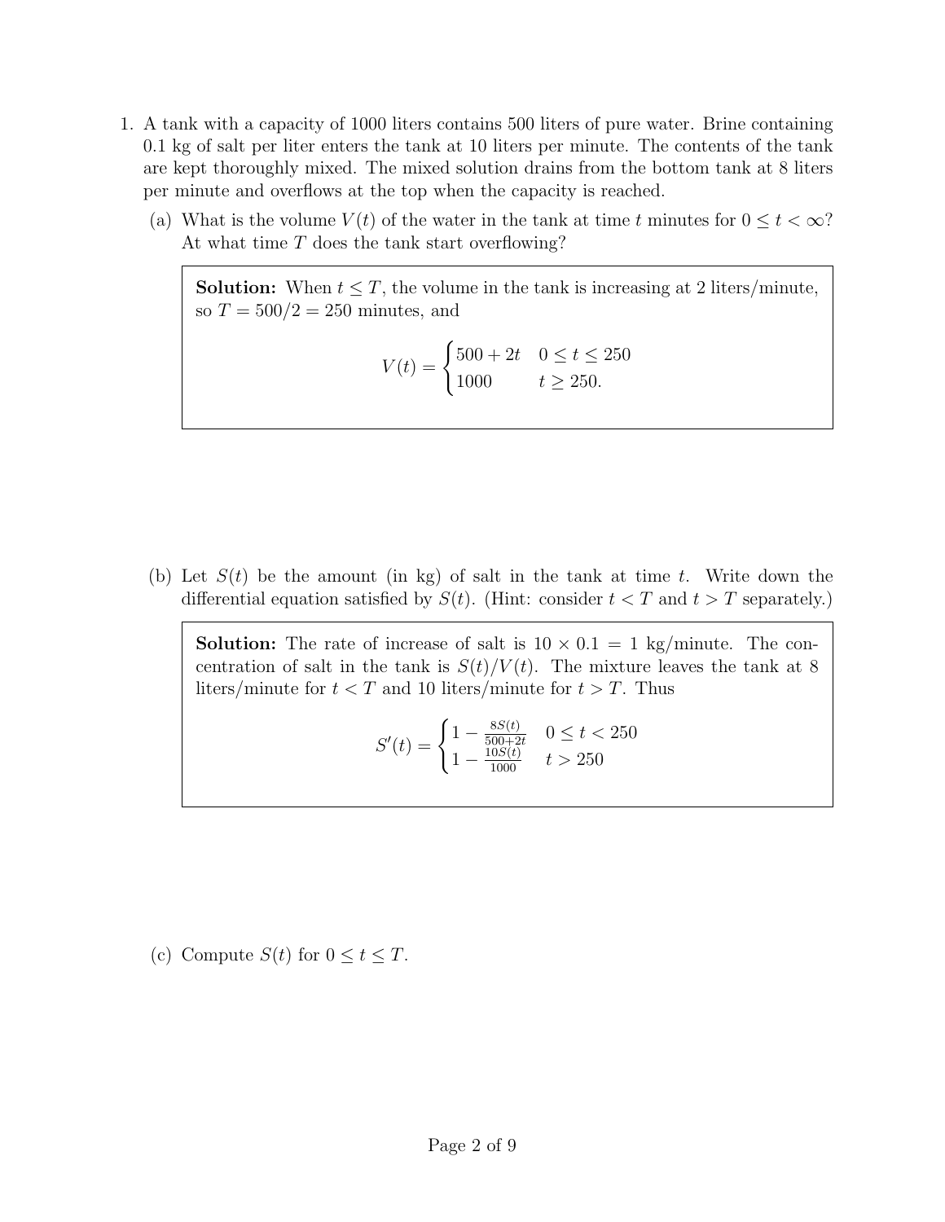1. A tank with a capacity of 1000 liters contains 500 liters of pure water. Brine containing 0.1 kg of salt per liter enters the tank at 10 liters per minute. The contents of the tank are kept thoroughly mixed. The mixed solution drains from the bottom tank at 8 liters per minute and overflows at the top when the capacity is reached.

   (a) What is the volume $V(t)$ of the water in the tank at time $t$ minutes for $0 \le t < \infty$? At what time $T$ does the tank start overflowing?

   > **Solution:** When $t \le T$, the volume in the tank is increasing at 2 liters/minute, so $T = 500/2 = 250$ minutes, and
   >
   > $$V(t) = \begin{cases} 500 + 2t & 0 \le t \le 250 \\ 1000 & t \ge 250. \end{cases}$$

   (b) Let $S(t)$ be the amount (in kg) of salt in the tank at time $t$. Write down the differential equation satisfied by $S(t)$. (Hint: consider $t < T$ and $t > T$ separately.)

   > **Solution:** The rate of increase of salt is $10 \times 0.1 = 1$ kg/minute. The concentration of salt in the tank is $S(t)/V(t)$. The mixture leaves the tank at 8 liters/minute for $t < T$ and 10 liters/minute for $t > T$. Thus
   >
   > $$S'(t) = \begin{cases} 1 - \frac{8S(t)}{500+2t} & 0 \le t < 250 \\ 1 - \frac{10S(t)}{1000} & t > 250 \end{cases}$$

   (c) Compute $S(t)$ for $0 \le t \le T$.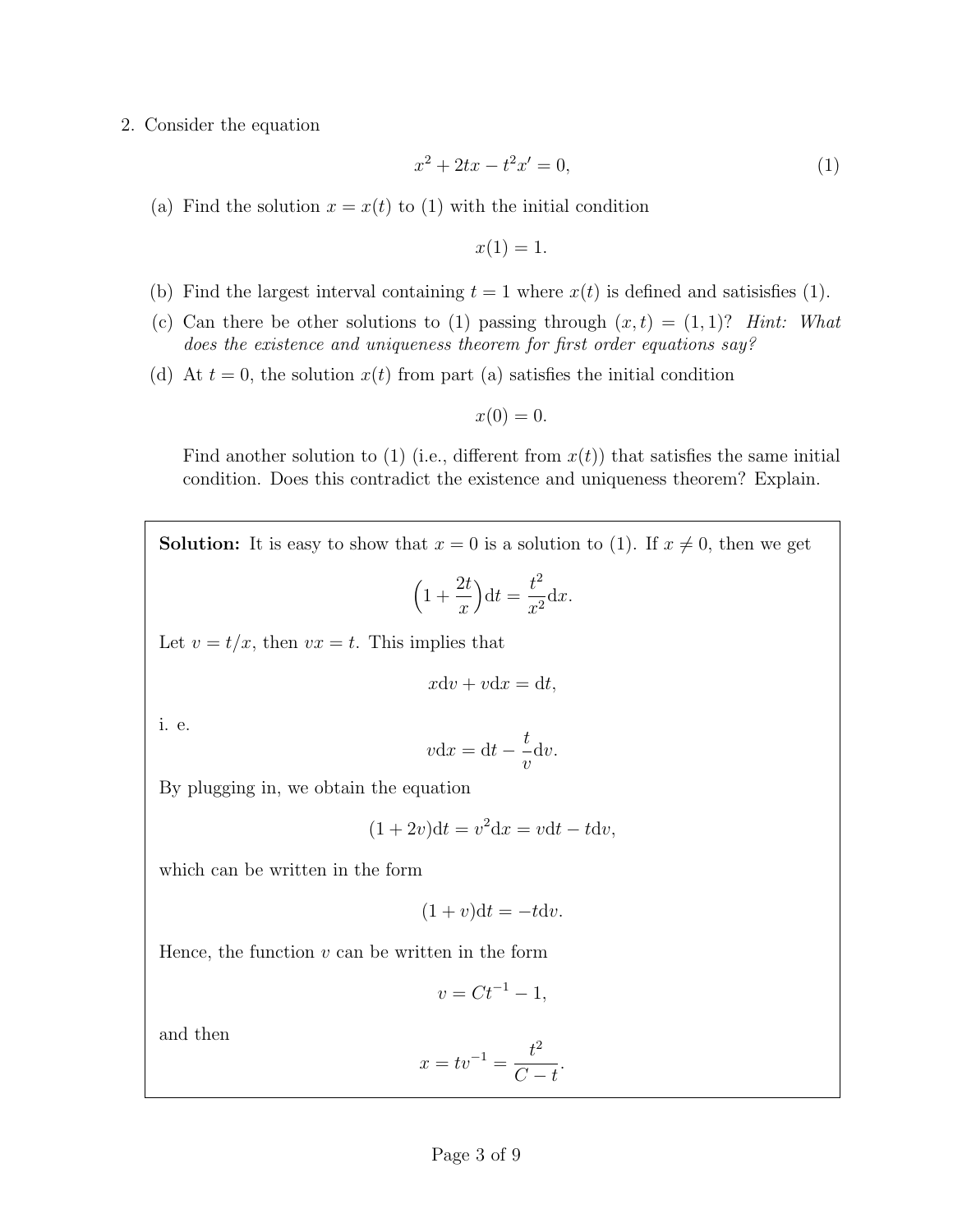2. Consider the equation

$$x^2 + 2tx - t^2 x' = 0, \tag{1}$$

(a) Find the solution $x = x(t)$ to (1) with the initial condition

$$x(1) = 1.$$

(b) Find the largest interval containing $t = 1$ where $x(t)$ is defined and satisisfies (1).

(c) Can there be other solutions to (1) passing through $(x, t) = (1, 1)$? *Hint: What does the existence and uniqueness theorem for first order equations say?*

(d) At $t = 0$, the solution $x(t)$ from part (a) satisfies the initial condition

$$x(0) = 0.$$

Find another solution to (1) (i.e., different from $x(t)$) that satisfies the same initial condition. Does this contradict the existence and uniqueness theorem? Explain.

**Solution:** It is easy to show that $x = 0$ is a solution to (1). If $x \neq 0$, then we get

$$\left(1 + \frac{2t}{x}\right)\mathrm{d}t = \frac{t^2}{x^2}\mathrm{d}x.$$

Let $v = t/x$, then $vx = t$. This implies that

$$x\mathrm{d}v + v\mathrm{d}x = \mathrm{d}t,$$

i. e.

$$v\mathrm{d}x = \mathrm{d}t - \frac{t}{v}\mathrm{d}v.$$

By plugging in, we obtain the equation

$$(1 + 2v)\mathrm{d}t = v^2\mathrm{d}x = v\mathrm{d}t - t\mathrm{d}v,$$

which can be written in the form

$$(1 + v)\mathrm{d}t = -t\mathrm{d}v.$$

Hence, the function $v$ can be written in the form

$$v = Ct^{-1} - 1,$$

and then

$$x = tv^{-1} = \frac{t^2}{C - t}.$$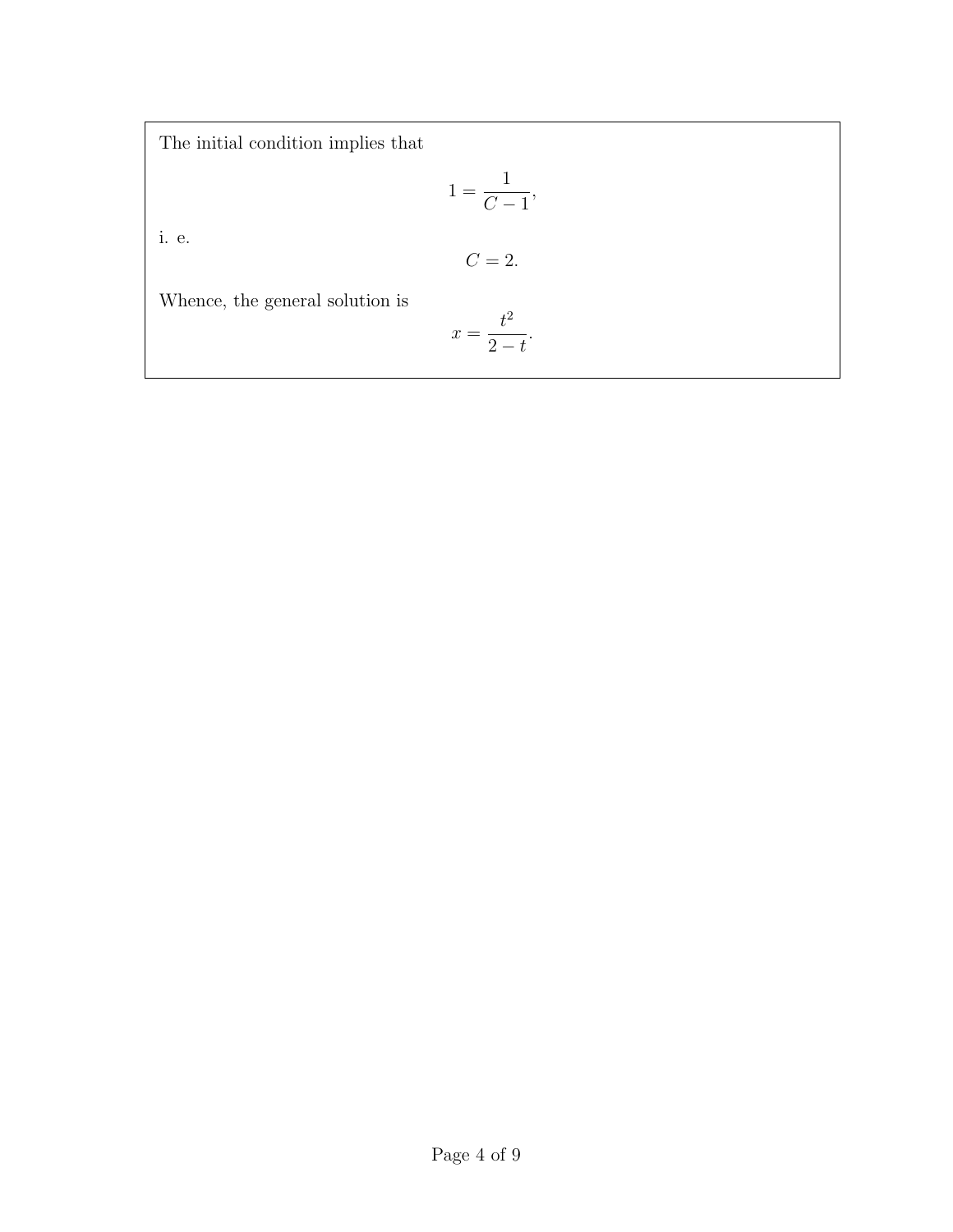The initial condition implies that

$$1 = \frac{1}{C-1},$$

i. e.

$$C = 2.$$

Whence, the general solution is

$$x = \frac{t^2}{2-t}.$$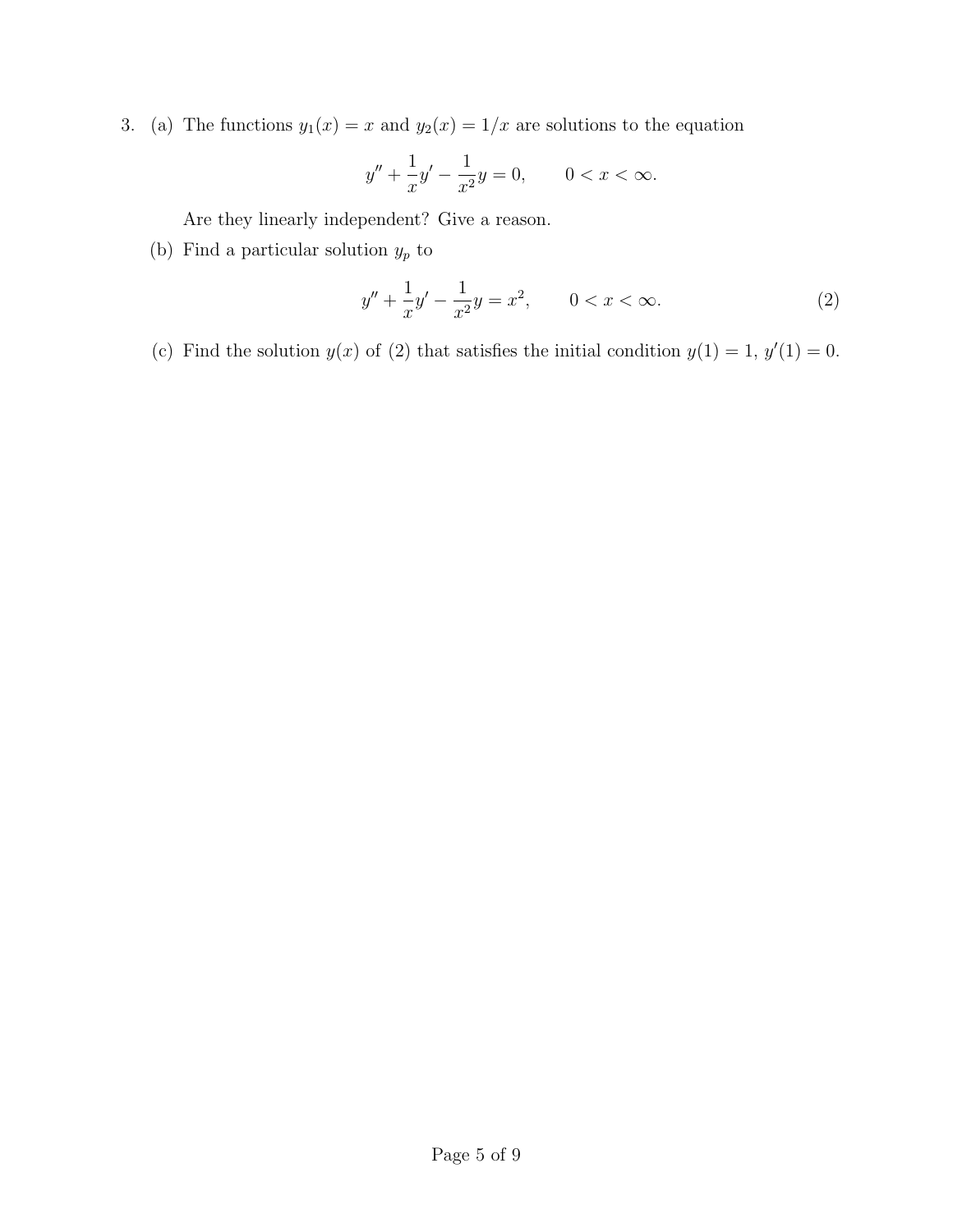3. (a) The functions $y_1(x) = x$ and $y_2(x) = 1/x$ are solutions to the equation

$$y'' + \frac{1}{x}y' - \frac{1}{x^2}y = 0, \qquad 0 < x < \infty.$$

Are they linearly independent? Give a reason.

(b) Find a particular solution $y_p$ to

$$y'' + \frac{1}{x}y' - \frac{1}{x^2}y = x^2, \qquad 0 < x < \infty. \tag{2}$$

(c) Find the solution $y(x)$ of (2) that satisfies the initial condition $y(1) = 1$, $y'(1) = 0$.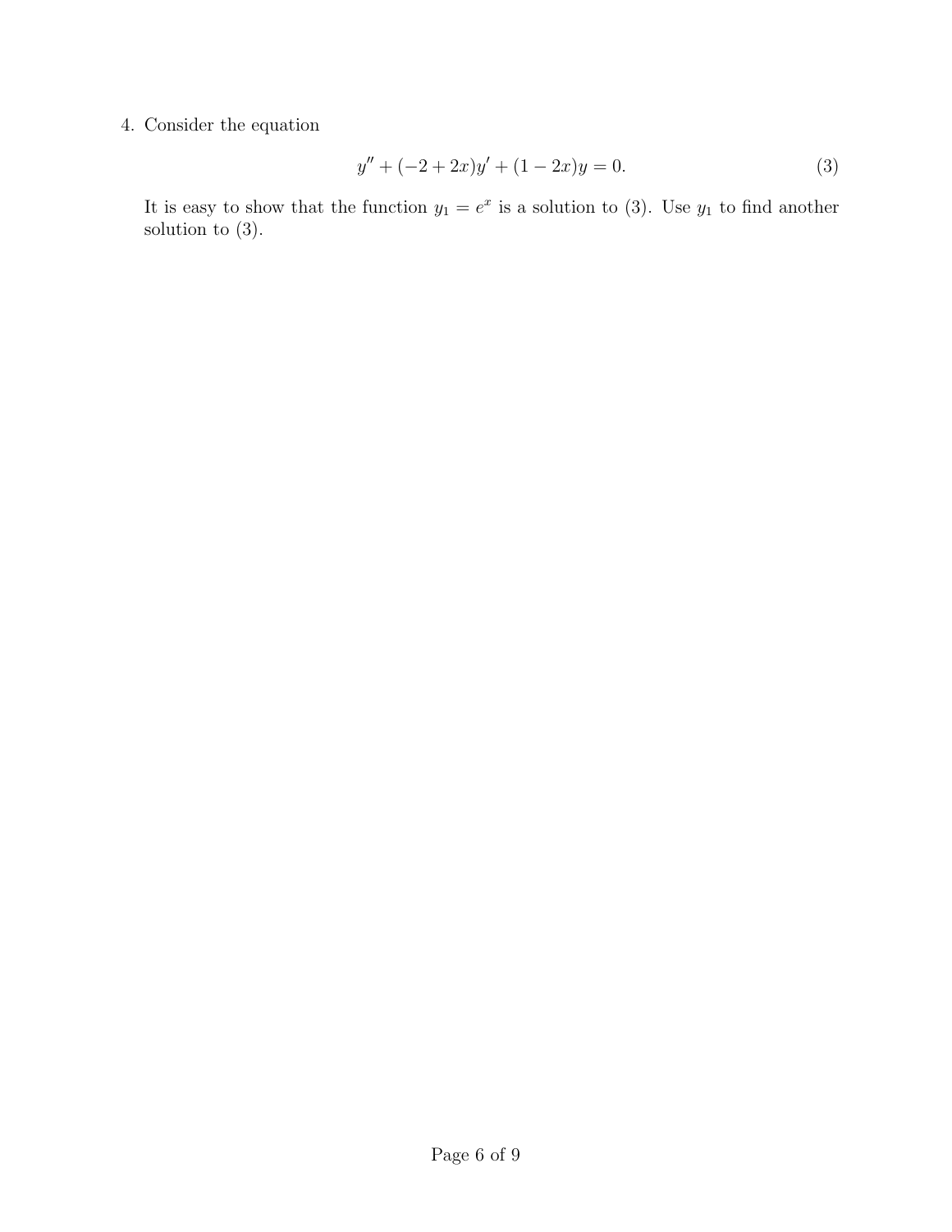4. Consider the equation

$$y'' + (-2 + 2x)y' + (1 - 2x)y = 0. \tag{3}$$

It is easy to show that the function $y_1 = e^x$ is a solution to (3). Use $y_1$ to find another solution to (3).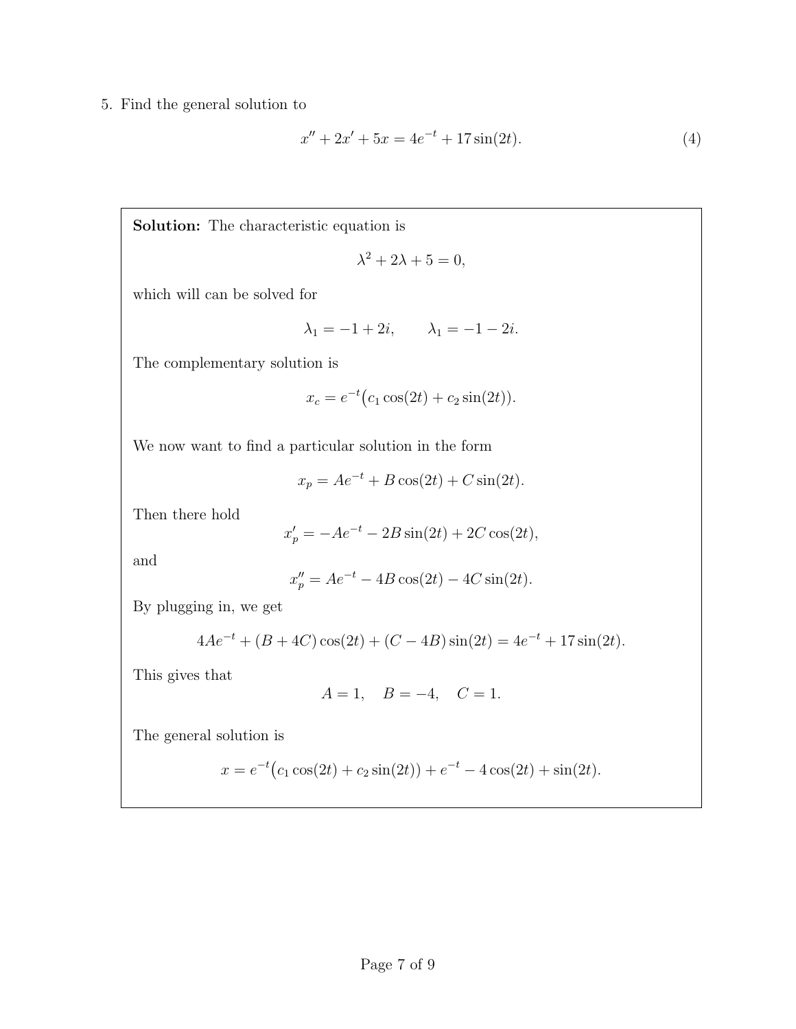5. Find the general solution to

$$x'' + 2x' + 5x = 4e^{-t} + 17\sin(2t). \tag{4}$$

**Solution:** The characteristic equation is

$$\lambda^2 + 2\lambda + 5 = 0,$$

which will can be solved for

$$\lambda_1 = -1 + 2i, \qquad \lambda_1 = -1 - 2i.$$

The complementary solution is

$$x_c = e^{-t}\big(c_1\cos(2t) + c_2\sin(2t)\big).$$

We now want to find a particular solution in the form

$$x_p = Ae^{-t} + B\cos(2t) + C\sin(2t).$$

Then there hold

$$x_p' = -Ae^{-t} - 2B\sin(2t) + 2C\cos(2t),$$

and

$$x_p'' = Ae^{-t} - 4B\cos(2t) - 4C\sin(2t).$$

By plugging in, we get

$$4Ae^{-t} + (B + 4C)\cos(2t) + (C - 4B)\sin(2t) = 4e^{-t} + 17\sin(2t).$$

This gives that

$$A = 1, \quad B = -4, \quad C = 1.$$

The general solution is

$$x = e^{-t}\big(c_1\cos(2t) + c_2\sin(2t)\big) + e^{-t} - 4\cos(2t) + \sin(2t).$$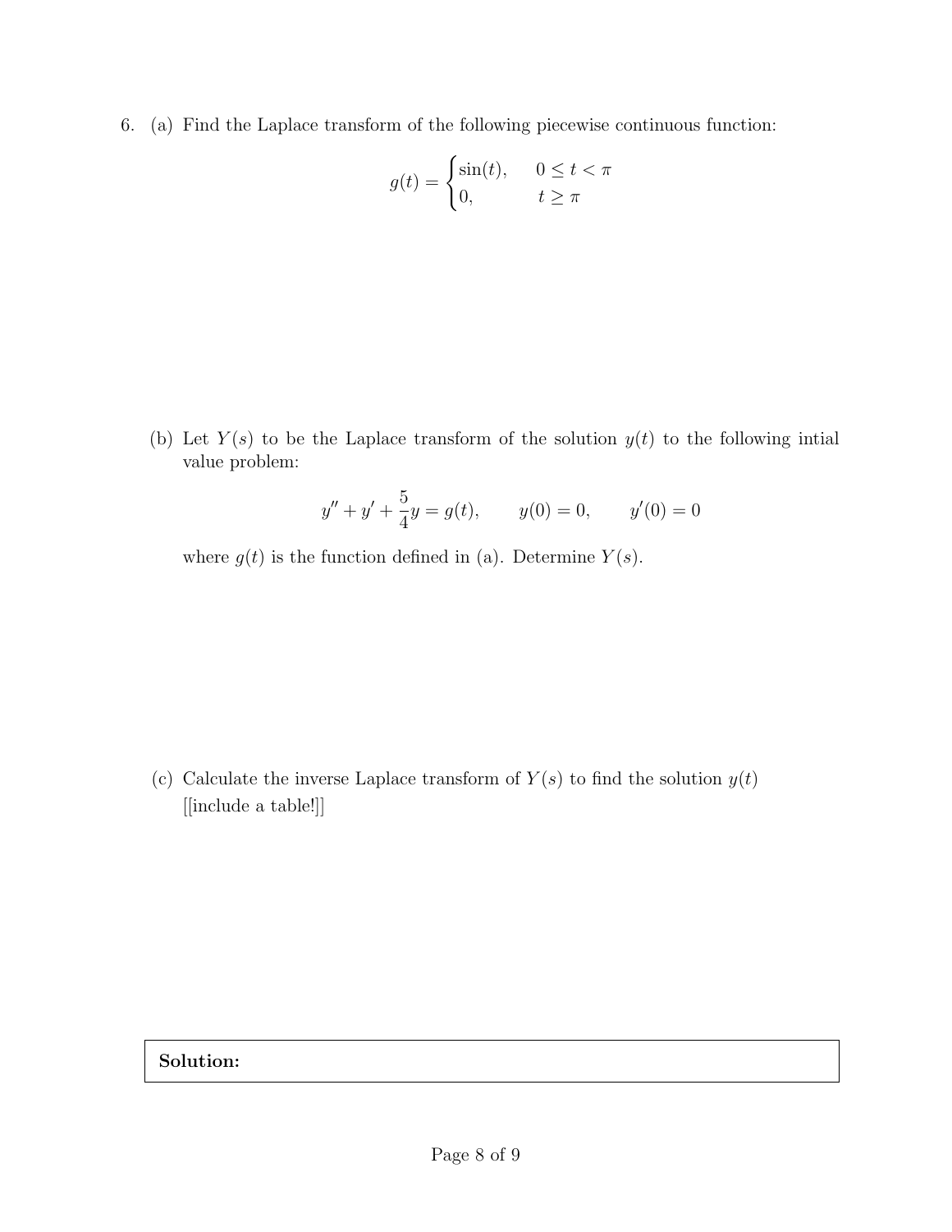6. (a) Find the Laplace transform of the following piecewise continuous function:

$$g(t) = \begin{cases} \sin(t), & 0 \le t < \pi \\ 0, & t \ge \pi \end{cases}$$

(b) Let $Y(s)$ to be the Laplace transform of the solution $y(t)$ to the following intial value problem:

$$y'' + y' + \frac{5}{4}y = g(t), \qquad y(0) = 0, \qquad y'(0) = 0$$

where $g(t)$ is the function defined in (a). Determine $Y(s)$.

(c) Calculate the inverse Laplace transform of $Y(s)$ to find the solution $y(t)$ [[include a table!]]

**Solution:**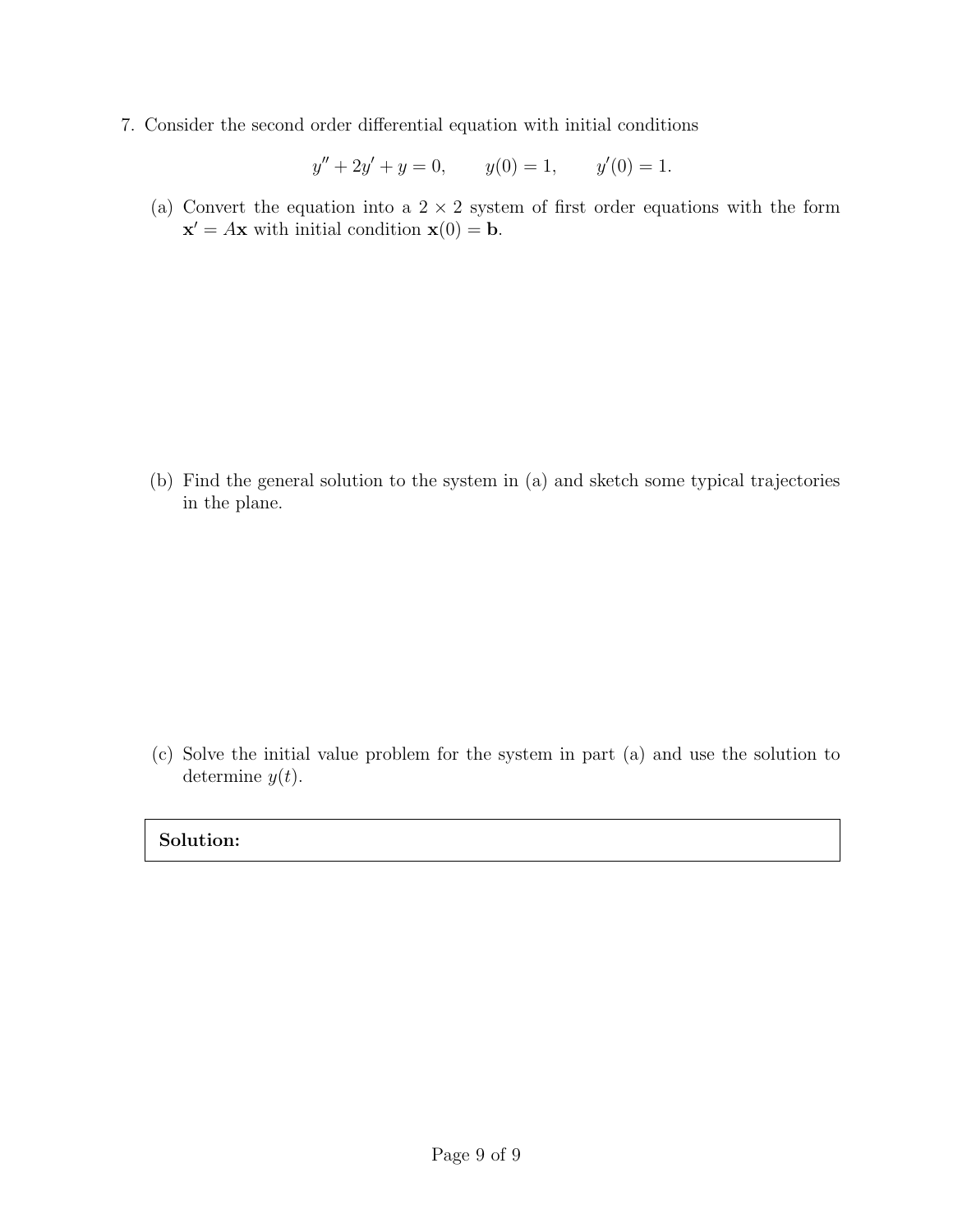7. Consider the second order differential equation with initial conditions

$$y'' + 2y' + y = 0, \qquad y(0) = 1, \qquad y'(0) = 1.$$

(a) Convert the equation into a $2 \times 2$ system of first order equations with the form $\mathbf{x}' = A\mathbf{x}$ with initial condition $\mathbf{x}(0) = \mathbf{b}$.

(b) Find the general solution to the system in (a) and sketch some typical trajectories in the plane.

(c) Solve the initial value problem for the system in part (a) and use the solution to determine $y(t)$.

**Solution:**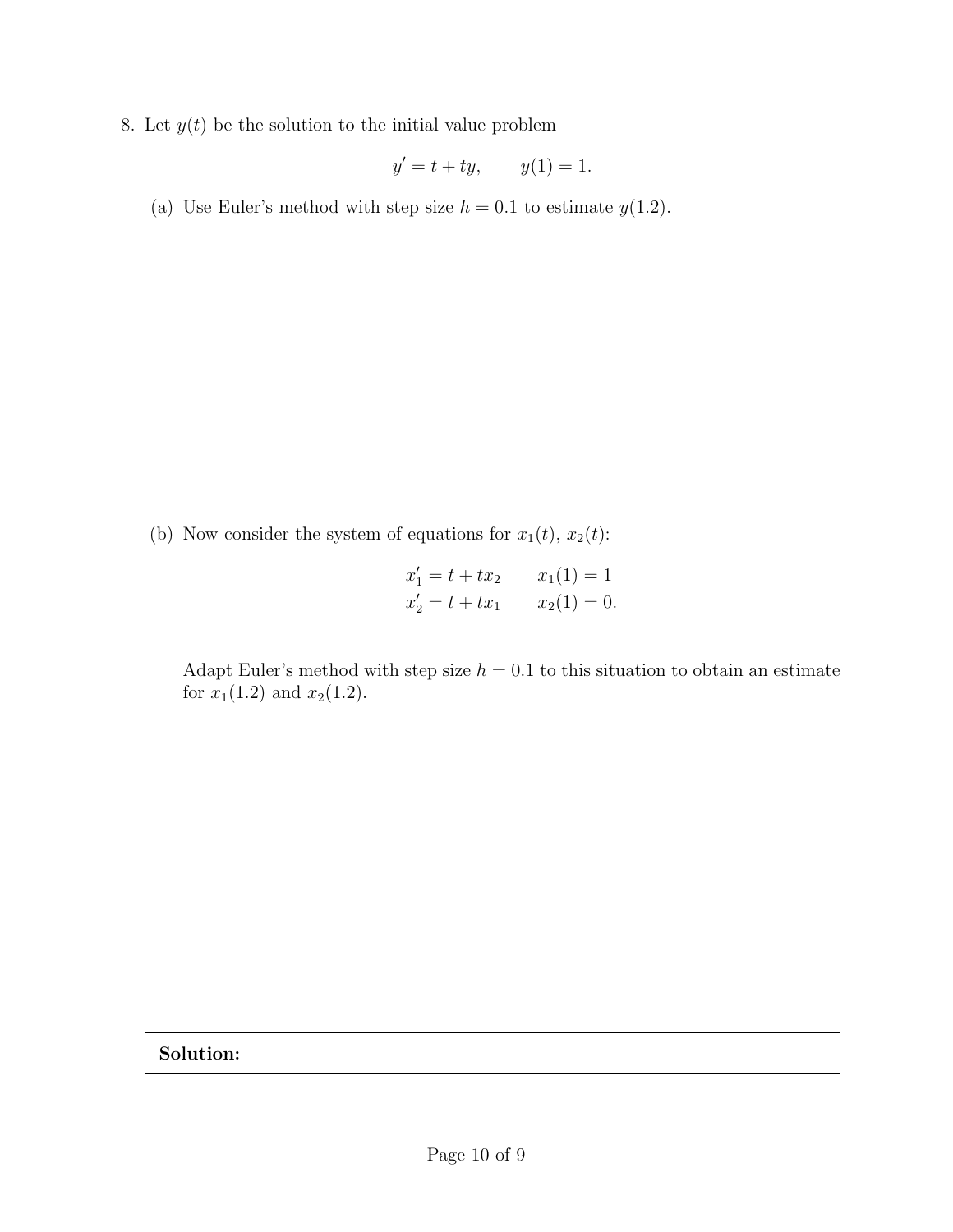8. Let $y(t)$ be the solution to the initial value problem

$$y' = t + ty, \qquad y(1) = 1.$$

(a) Use Euler's method with step size $h = 0.1$ to estimate $y(1.2)$.

(b) Now consider the system of equations for $x_1(t)$, $x_2(t)$:

$$\begin{aligned} x_1' &= t + tx_2 \qquad & x_1(1) &= 1 \\ x_2' &= t + tx_1 \qquad & x_2(1) &= 0. \end{aligned}$$

Adapt Euler's method with step size $h = 0.1$ to this situation to obtain an estimate for $x_1(1.2)$ and $x_2(1.2)$.

| **Solution:** |
| --- |